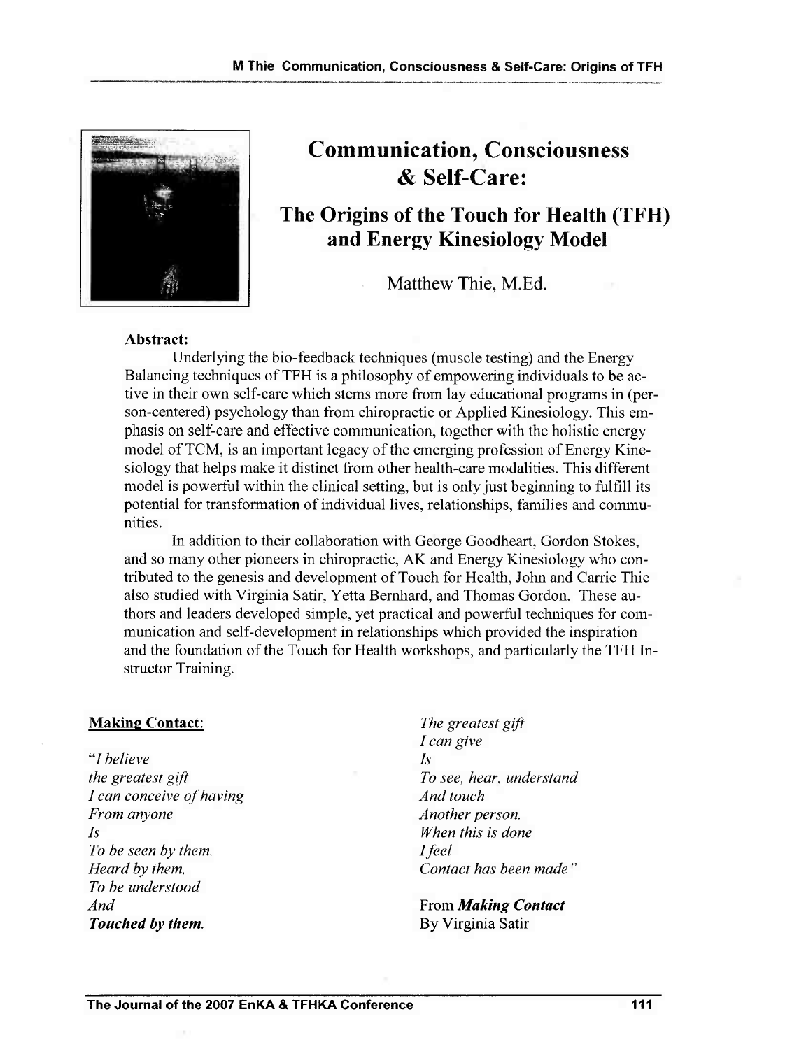# Communication, Consciousness & Self-Care:

## The Origins of the Touch for Health (TFH) and Energy Kinesiology Model

Matthew Thie, M.Ed.

**Abstract:**

Underlying the bio-feedback techniques (muscle testing) and the Energy Balancing techniques of TFH is a philosophy of empowering individuals to be active in their own self-care which stems more from lay educational programs in (person-centered) psychology than from chiropractic or Applied Kinesiology. This emphasis on self-care and effective communication, together with the holistic energy model of TCM, is an important legacy of the emerging profession of Energy Kinesiology that helps make it distinct from other health-care modalities. This different model is powerful within the clinical setting, but is only just beginning to fulfill its potential for transformation of individual lives, relationships, families and communities.

In addition to their collaboration with George Goodheart, Gordon Stokes, and so many other pioneers in chiropractic, AK and Energy Kinesiology who contributed to the genesis and development of Touch for Health, John and Carrie Thie also studied with Virginia Satir, Yetta Bernhard, and Thomas Gordon. These authors and leaders developed simple, yet practical and powerful techniques for communication and self-development in relationships which provided the inspiration and the foundation of the Touch for Health workshops, and particularly the TFH Instructor Training.

**Making Contact**:

*"I believe*
*the greatest gift*
*I can conceive of having*
*From anyone*
*Is*
*To be seen by them,*
*Heard by them,*
*To be understood*
*And*
***Touched by them.***

*The greatest gift*
*I can give*
*Is*
*To see, hear, understand*
*And touch*
*Another person.*
*When this is done*
*I feel*
*Contact has been made"*

From ***Making Contact***
By Virginia Satir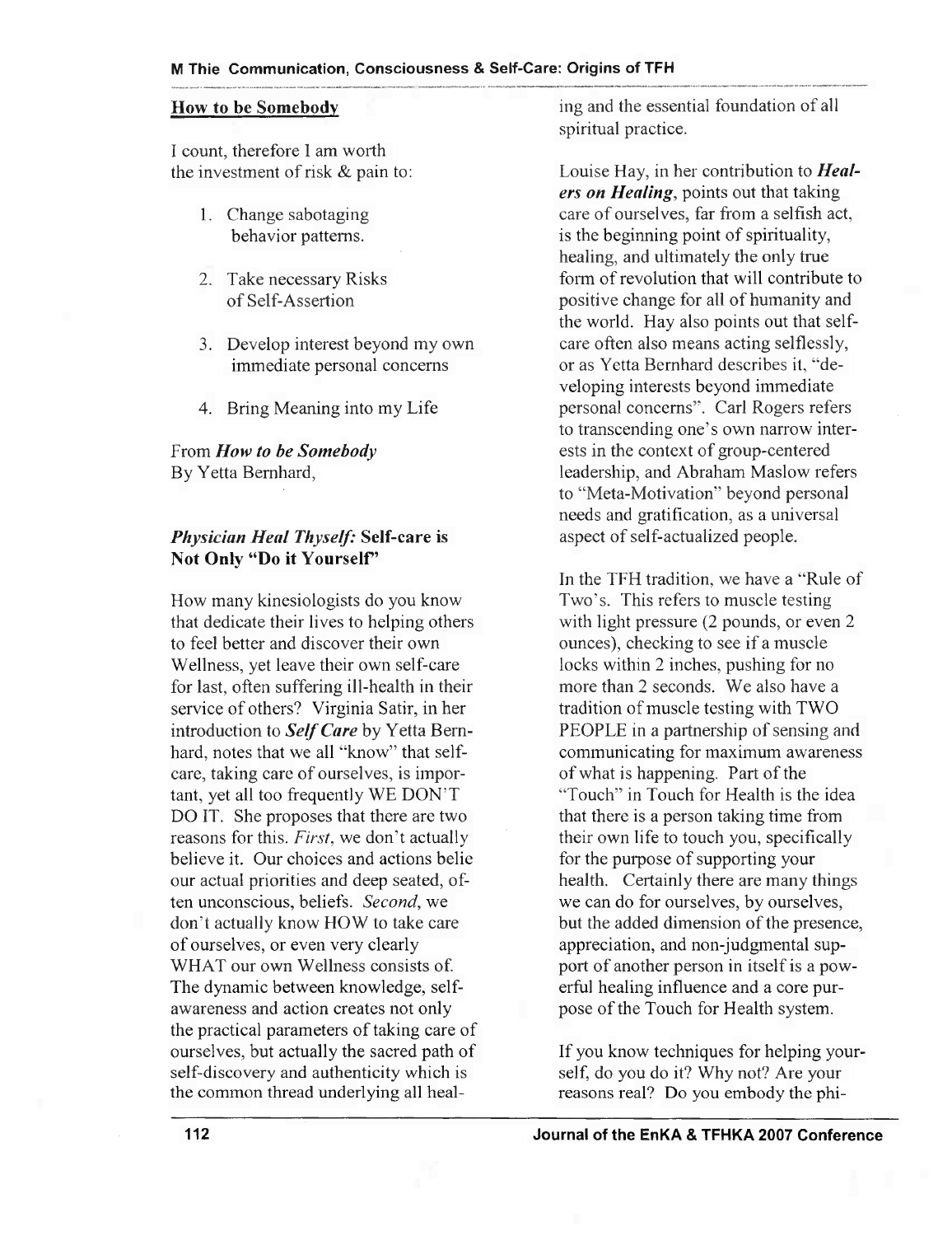## How to be Somebody

I count, therefore I am worth the investment of risk & pain to:

1. Change sabotaging behavior patterns.
2. Take necessary Risks of Self-Assertion
3. Develop interest beyond my own immediate personal concerns
4. Bring Meaning into my Life

From ***How to be Somebody***
By Yetta Bernhard,

### *Physician Heal Thyself:* Self-care is Not Only "Do it Yourself"

How many kinesiologists do you know that dedicate their lives to helping others to feel better and discover their own Wellness, yet leave their own self-care for last, often suffering ill-health in their service of others? Virginia Satir, in her introduction to ***Self Care*** by Yetta Bernhard, notes that we all "know" that self-care, taking care of ourselves, is important, yet all too frequently WE DON'T DO IT. She proposes that there are two reasons for this. *First*, we don't actually believe it. Our choices and actions belie our actual priorities and deep seated, often unconscious, beliefs. *Second*, we don't actually know HOW to take care of ourselves, or even very clearly WHAT our own Wellness consists of. The dynamic between knowledge, self-awareness and action creates not only the practical parameters of taking care of ourselves, but actually the sacred path of self-discovery and authenticity which is the common thread underlying all healing and the essential foundation of all spiritual practice.

Louise Hay, in her contribution to ***Healers on Healing***, points out that taking care of ourselves, far from a selfish act, is the beginning point of spirituality, healing, and ultimately the only true form of revolution that will contribute to positive change for all of humanity and the world. Hay also points out that self-care often also means acting selflessly, or as Yetta Bernhard describes it, "developing interests beyond immediate personal concerns". Carl Rogers refers to transcending one's own narrow interests in the context of group-centered leadership, and Abraham Maslow refers to "Meta-Motivation" beyond personal needs and gratification, as a universal aspect of self-actualized people.

In the TFH tradition, we have a "Rule of Two's. This refers to muscle testing with light pressure (2 pounds, or even 2 ounces), checking to see if a muscle locks within 2 inches, pushing for no more than 2 seconds. We also have a tradition of muscle testing with TWO PEOPLE in a partnership of sensing and communicating for maximum awareness of what is happening. Part of the "Touch" in Touch for Health is the idea that there is a person taking time from their own life to touch you, specifically for the purpose of supporting your health. Certainly there are many things we can do for ourselves, by ourselves, but the added dimension of the presence, appreciation, and non-judgmental support of another person in itself is a powerful healing influence and a core purpose of the Touch for Health system.

If you know techniques for helping yourself, do you do it? Why not? Are your reasons real? Do you embody the phi-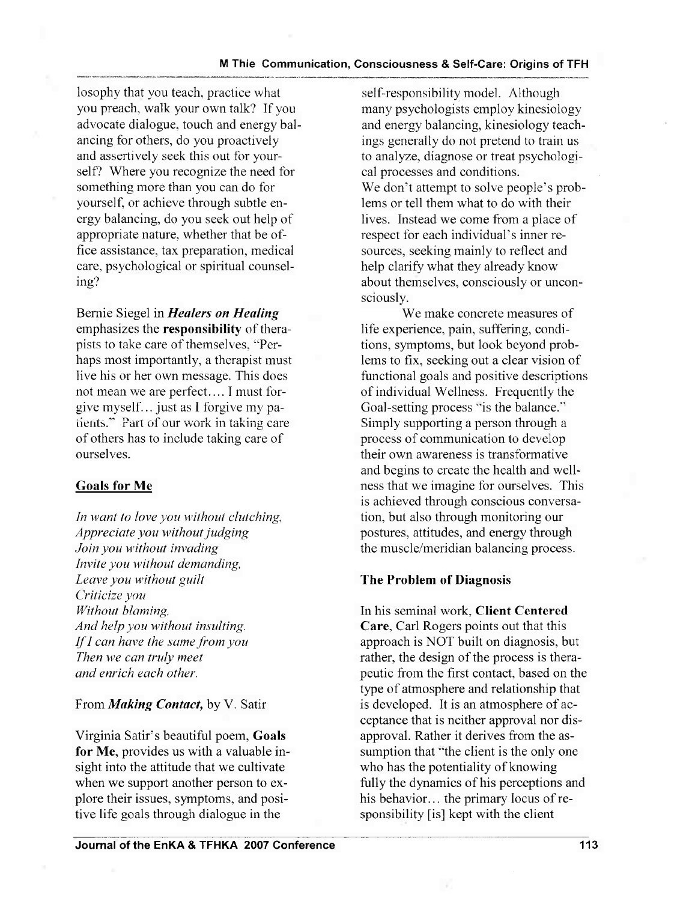losophy that you teach, practice what you preach, walk your own talk? If you advocate dialogue, touch and energy balancing for others, do you proactively and assertively seek this out for yourself? Where you recognize the need for something more than you can do for yourself, or achieve through subtle energy balancing, do you seek out help of appropriate nature, whether that be office assistance, tax preparation, medical care, psychological or spiritual counseling?

Bernie Siegel in ***Healers on Healing*** emphasizes the **responsibility** of therapists to take care of themselves, "Perhaps most importantly, a therapist must live his or her own message. This does not mean we are perfect…. I must forgive myself… just as I forgive my patients." Part of our work in taking care of others has to include taking care of ourselves.

## Goals for Me

*In want to love you without clutching,*
*Appreciate you without judging*
*Join you without invading*
*Invite you without demanding,*
*Leave you without guilt*
*Criticize you*
*Without blaming,*
*And help you without insulting.*
*If I can have the same from you*
*Then we can truly meet*
*and enrich each other.*

From ***Making Contact,*** by V. Satir

Virginia Satir's beautiful poem, **Goals for Me**, provides us with a valuable insight into the attitude that we cultivate when we support another person to explore their issues, symptoms, and positive life goals through dialogue in the self-responsibility model. Although many psychologists employ kinesiology and energy balancing, kinesiology teachings generally do not pretend to train us to analyze, diagnose or treat psychological processes and conditions.

We don't attempt to solve people's problems or tell them what to do with their lives. Instead we come from a place of respect for each individual's inner resources, seeking mainly to reflect and help clarify what they already know about themselves, consciously or unconsciously.

We make concrete measures of life experience, pain, suffering, conditions, symptoms, but look beyond problems to fix, seeking out a clear vision of functional goals and positive descriptions of individual Wellness. Frequently the Goal-setting process "is the balance." Simply supporting a person through a process of communication to develop their own awareness is transformative and begins to create the health and wellness that we imagine for ourselves. This is achieved through conscious conversation, but also through monitoring our postures, attitudes, and energy through the muscle/meridian balancing process.

## The Problem of Diagnosis

In his seminal work, **Client Centered Care**, Carl Rogers points out that this approach is NOT built on diagnosis, but rather, the design of the process is therapeutic from the first contact, based on the type of atmosphere and relationship that is developed. It is an atmosphere of acceptance that is neither approval nor disapproval. Rather it derives from the assumption that "the client is the only one who has the potentiality of knowing fully the dynamics of his perceptions and his behavior… the primary locus of responsibility [is] kept with the client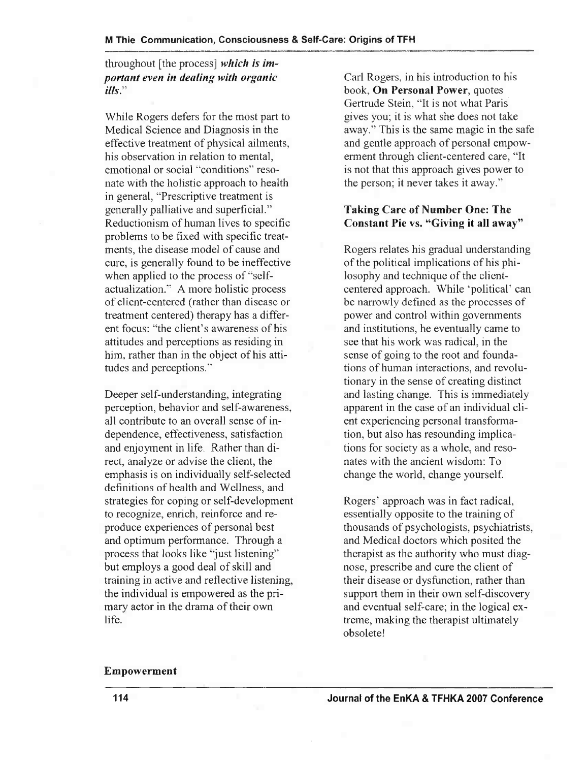throughout [the process] ***which is important even in dealing with organic ills.***"

While Rogers defers for the most part to Medical Science and Diagnosis in the effective treatment of physical ailments, his observation in relation to mental, emotional or social "conditions" resonate with the holistic approach to health in general, "Prescriptive treatment is generally palliative and superficial." Reductionism of human lives to specific problems to be fixed with specific treatments, the disease model of cause and cure, is generally found to be ineffective when applied to the process of "self-actualization." A more holistic process of client-centered (rather than disease or treatment centered) therapy has a different focus: "the client's awareness of his attitudes and perceptions as residing in him, rather than in the object of his attitudes and perceptions."

Deeper self-understanding, integrating perception, behavior and self-awareness, all contribute to an overall sense of independence, effectiveness, satisfaction and enjoyment in life. Rather than direct, analyze or advise the client, the emphasis is on individually self-selected definitions of health and Wellness, and strategies for coping or self-development to recognize, enrich, reinforce and reproduce experiences of personal best and optimum performance. Through a process that looks like "just listening" but employs a good deal of skill and training in active and reflective listening, the individual is empowered as the primary actor in the drama of their own life.

Carl Rogers, in his introduction to his book, **On Personal Power**, quotes Gertrude Stein, "It is not what Paris gives you; it is what she does not take away." This is the same magic in the safe and gentle approach of personal empowerment through client-centered care, "It is not that this approach gives power to the person; it never takes it away."

### Taking Care of Number One: The Constant Pie vs. "Giving it all away"

Rogers relates his gradual understanding of the political implications of his philosophy and technique of the client-centered approach. While 'political' can be narrowly defined as the processes of power and control within governments and institutions, he eventually came to see that his work was radical, in the sense of going to the root and foundations of human interactions, and revolutionary in the sense of creating distinct and lasting change. This is immediately apparent in the case of an individual client experiencing personal transformation, but also has resounding implications for society as a whole, and resonates with the ancient wisdom: To change the world, change yourself.

Rogers' approach was in fact radical, essentially opposite to the training of thousands of psychologists, psychiatrists, and Medical doctors which posited the therapist as the authority who must diagnose, prescribe and cure the client of their disease or dysfunction, rather than support them in their own self-discovery and eventual self-care; in the logical extreme, making the therapist ultimately obsolete!

### Empowerment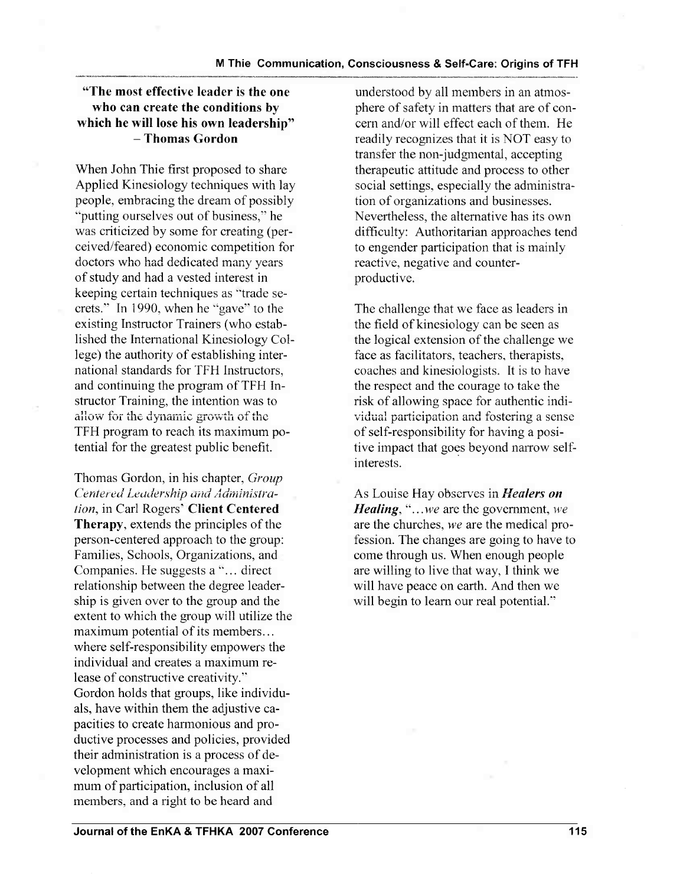**"The most effective leader is the one who can create the conditions by which he will lose his own leadership" – Thomas Gordon**

When John Thie first proposed to share Applied Kinesiology techniques with lay people, embracing the dream of possibly "putting ourselves out of business," he was criticized by some for creating (perceived/feared) economic competition for doctors who had dedicated many years of study and had a vested interest in keeping certain techniques as "trade secrets." In 1990, when he "gave" to the existing Instructor Trainers (who established the International Kinesiology College) the authority of establishing international standards for TFH Instructors, and continuing the program of TFH Instructor Training, the intention was to allow for the dynamic growth of the TFH program to reach its maximum potential for the greatest public benefit.

Thomas Gordon, in his chapter, *Group Centered Leadership and Administration*, in Carl Rogers' **Client Centered Therapy**, extends the principles of the person-centered approach to the group: Families, Schools, Organizations, and Companies. He suggests a "… direct relationship between the degree leadership is given over to the group and the extent to which the group will utilize the maximum potential of its members… where self-responsibility empowers the individual and creates a maximum release of constructive creativity." Gordon holds that groups, like individuals, have within them the adjustive capacities to create harmonious and productive processes and policies, provided their administration is a process of development which encourages a maximum of participation, inclusion of all members, and a right to be heard and understood by all members in an atmosphere of safety in matters that are of concern and/or will effect each of them. He readily recognizes that it is NOT easy to transfer the non-judgmental, accepting therapeutic attitude and process to other social settings, especially the administration of organizations and businesses. Nevertheless, the alternative has its own difficulty: Authoritarian approaches tend to engender participation that is mainly reactive, negative and counter-productive.

The challenge that we face as leaders in the field of kinesiology can be seen as the logical extension of the challenge we face as facilitators, teachers, therapists, coaches and kinesiologists. It is to have the respect and the courage to take the risk of allowing space for authentic individual participation and fostering a sense of self-responsibility for having a positive impact that goes beyond narrow self-interests.

As Louise Hay observes in ***Healers on Healing***, "…*we* are the government, *we* are the churches, *we* are the medical profession. The changes are going to have to come through us. When enough people are willing to live that way, I think we will have peace on earth. And then we will begin to learn our real potential."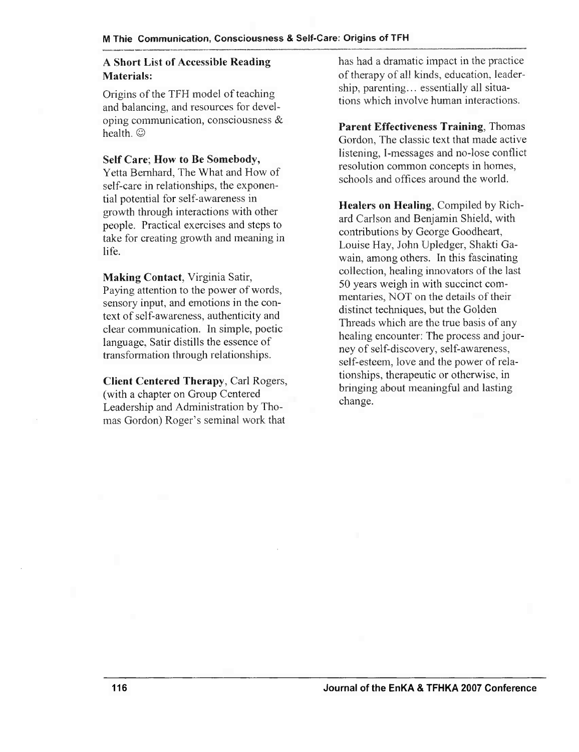## A Short List of Accessible Reading Materials:

Origins of the TFH model of teaching and balancing, and resources for developing communication, consciousness & health. ☺

**Self Care**; **How to Be Somebody**, Yetta Bernhard, The What and How of self-care in relationships, the exponential potential for self-awareness in growth through interactions with other people. Practical exercises and steps to take for creating growth and meaning in life.

**Making Contact**, Virginia Satir, Paying attention to the power of words, sensory input, and emotions in the context of self-awareness, authenticity and clear communication. In simple, poetic language, Satir distills the essence of transformation through relationships.

**Client Centered Therapy**, Carl Rogers, (with a chapter on Group Centered Leadership and Administration by Thomas Gordon) Roger's seminal work that has had a dramatic impact in the practice of therapy of all kinds, education, leadership, parenting… essentially all situations which involve human interactions.

**Parent Effectiveness Training**, Thomas Gordon, The classic text that made active listening, I-messages and no-lose conflict resolution common concepts in homes, schools and offices around the world.

**Healers on Healing**, Compiled by Richard Carlson and Benjamin Shield, with contributions by George Goodheart, Louise Hay, John Upledger, Shakti Gawain, among others. In this fascinating collection, healing innovators of the last 50 years weigh in with succinct commentaries, NOT on the details of their distinct techniques, but the Golden Threads which are the true basis of any healing encounter: The process and journey of self-discovery, self-awareness, self-esteem, love and the power of relationships, therapeutic or otherwise, in bringing about meaningful and lasting change.